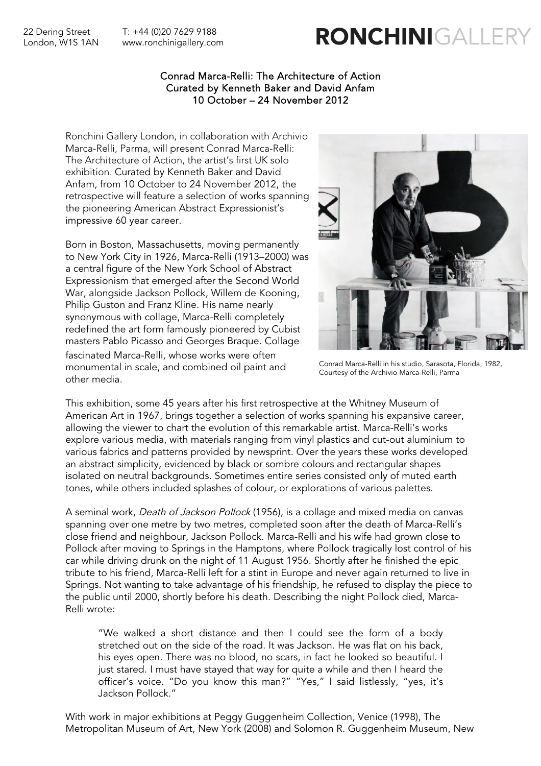22 Dering Street
London, W1S 1AN

T: +44 (0)20 7629 9188
www.ronchinigallery.com

**RONCHINI**GALLERY

## Conrad Marca-Relli: The Architecture of Action
## Curated by Kenneth Baker and David Anfam
## 10 October – 24 November 2012

Ronchini Gallery London, in collaboration with Archivio Marca-Relli, Parma, will present Conrad Marca-Relli: The Architecture of Action, the artist's first UK solo exhibition. Curated by Kenneth Baker and David Anfam, from 10 October to 24 November 2012, the retrospective will feature a selection of works spanning the pioneering American Abstract Expressionist's impressive 60 year career.

Born in Boston, Massachusetts, moving permanently to New York City in 1926, Marca-Relli (1913–2000) was a central figure of the New York School of Abstract Expressionism that emerged after the Second World War, alongside Jackson Pollock, Willem de Kooning, Philip Guston and Franz Kline. His name nearly synonymous with collage, Marca-Relli completely redefined the art form famously pioneered by Cubist masters Pablo Picasso and Georges Braque. Collage fascinated Marca-Relli, whose works were often monumental in scale, and combined oil paint and other media.

Conrad Marca-Relli in his studio, Sarasota, Florida, 1982, Courtesy of the Archivio Marca-Relli, Parma

This exhibition, some 45 years after his first retrospective at the Whitney Museum of American Art in 1967, brings together a selection of works spanning his expansive career, allowing the viewer to chart the evolution of this remarkable artist. Marca-Relli's works explore various media, with materials ranging from vinyl plastics and cut-out aluminium to various fabrics and patterns provided by newsprint. Over the years these works developed an abstract simplicity, evidenced by black or sombre colours and rectangular shapes isolated on neutral backgrounds. Sometimes entire series consisted only of muted earth tones, while others included splashes of colour, or explorations of various palettes.

A seminal work, *Death of Jackson Pollock* (1956), is a collage and mixed media on canvas spanning over one metre by two metres, completed soon after the death of Marca-Relli's close friend and neighbour, Jackson Pollock. Marca-Relli and his wife had grown close to Pollock after moving to Springs in the Hamptons, where Pollock tragically lost control of his car while driving drunk on the night of 11 August 1956. Shortly after he finished the epic tribute to his friend, Marca-Relli left for a stint in Europe and never again returned to live in Springs. Not wanting to take advantage of his friendship, he refused to display the piece to the public until 2000, shortly before his death. Describing the night Pollock died, Marca-Relli wrote:

> "We walked a short distance and then I could see the form of a body stretched out on the side of the road. It was Jackson. He was flat on his back, his eyes open. There was no blood, no scars, in fact he looked so beautiful. I just stared. I must have stayed that way for quite a while and then I heard the officer's voice. "Do you know this man?" "Yes," I said listlessly, "yes, it's Jackson Pollock."

With work in major exhibitions at Peggy Guggenheim Collection, Venice (1998), The Metropolitan Museum of Art, New York (2008) and Solomon R. Guggenheim Museum, New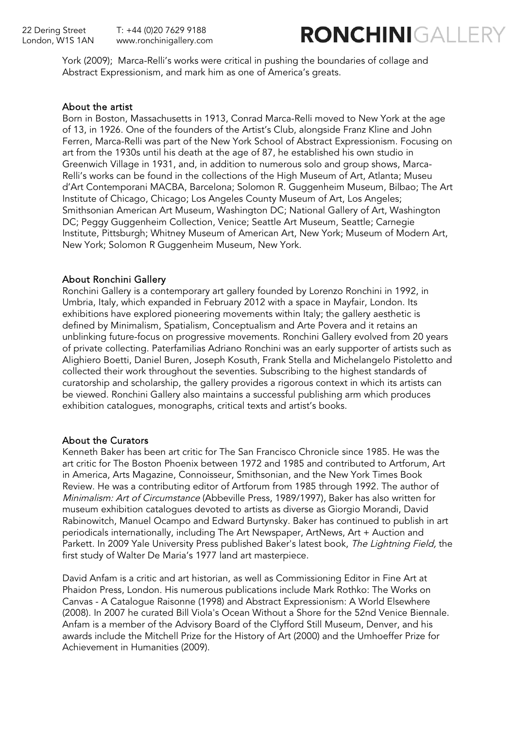York (2009); Marca-Relli's works were critical in pushing the boundaries of collage and Abstract Expressionism, and mark him as one of America's greats.

## About the artist

Born in Boston, Massachusetts in 1913, Conrad Marca-Relli moved to New York at the age of 13, in 1926. One of the founders of the Artist's Club, alongside Franz Kline and John Ferren, Marca-Relli was part of the New York School of Abstract Expressionism. Focusing on art from the 1930s until his death at the age of 87, he established his own studio in Greenwich Village in 1931, and, in addition to numerous solo and group shows, Marca-Relli's works can be found in the collections of the High Museum of Art, Atlanta; Museu d'Art Contemporani MACBA, Barcelona; Solomon R. Guggenheim Museum, Bilbao; The Art Institute of Chicago, Chicago; Los Angeles County Museum of Art, Los Angeles; Smithsonian American Art Museum, Washington DC; National Gallery of Art, Washington DC; Peggy Guggenheim Collection, Venice; Seattle Art Museum, Seattle; Carnegie Institute, Pittsburgh; Whitney Museum of American Art, New York; Museum of Modern Art, New York; Solomon R Guggenheim Museum, New York.

## About Ronchini Gallery

Ronchini Gallery is a contemporary art gallery founded by Lorenzo Ronchini in 1992, in Umbria, Italy, which expanded in February 2012 with a space in Mayfair, London. Its exhibitions have explored pioneering movements within Italy; the gallery aesthetic is defined by Minimalism, Spatialism, Conceptualism and Arte Povera and it retains an unblinking future-focus on progressive movements. Ronchini Gallery evolved from 20 years of private collecting. Paterfamilias Adriano Ronchini was an early supporter of artists such as Alighiero Boetti, Daniel Buren, Joseph Kosuth, Frank Stella and Michelangelo Pistoletto and collected their work throughout the seventies. Subscribing to the highest standards of curatorship and scholarship, the gallery provides a rigorous context in which its artists can be viewed. Ronchini Gallery also maintains a successful publishing arm which produces exhibition catalogues, monographs, critical texts and artist's books.

## About the Curators

Kenneth Baker has been art critic for The San Francisco Chronicle since 1985. He was the art critic for The Boston Phoenix between 1972 and 1985 and contributed to Artforum, Art in America, Arts Magazine, Connoisseur, Smithsonian, and the New York Times Book Review. He was a contributing editor of Artforum from 1985 through 1992. The author of *Minimalism: Art of Circumstance* (Abbeville Press, 1989/1997), Baker has also written for museum exhibition catalogues devoted to artists as diverse as Giorgio Morandi, David Rabinowitch, Manuel Ocampo and Edward Burtynsky. Baker has continued to publish in art periodicals internationally, including The Art Newspaper, ArtNews, Art + Auction and Parkett. In 2009 Yale University Press published Baker's latest book, *The Lightning Field,* the first study of Walter De Maria's 1977 land art masterpiece.

David Anfam is a critic and art historian, as well as Commissioning Editor in Fine Art at Phaidon Press, London. His numerous publications include Mark Rothko: The Works on Canvas - A Catalogue Raisonne (1998) and Abstract Expressionism: A World Elsewhere (2008). In 2007 he curated Bill Viola's Ocean Without a Shore for the 52nd Venice Biennale. Anfam is a member of the Advisory Board of the Clyfford Still Museum, Denver, and his awards include the Mitchell Prize for the History of Art (2000) and the Umhoeffer Prize for Achievement in Humanities (2009).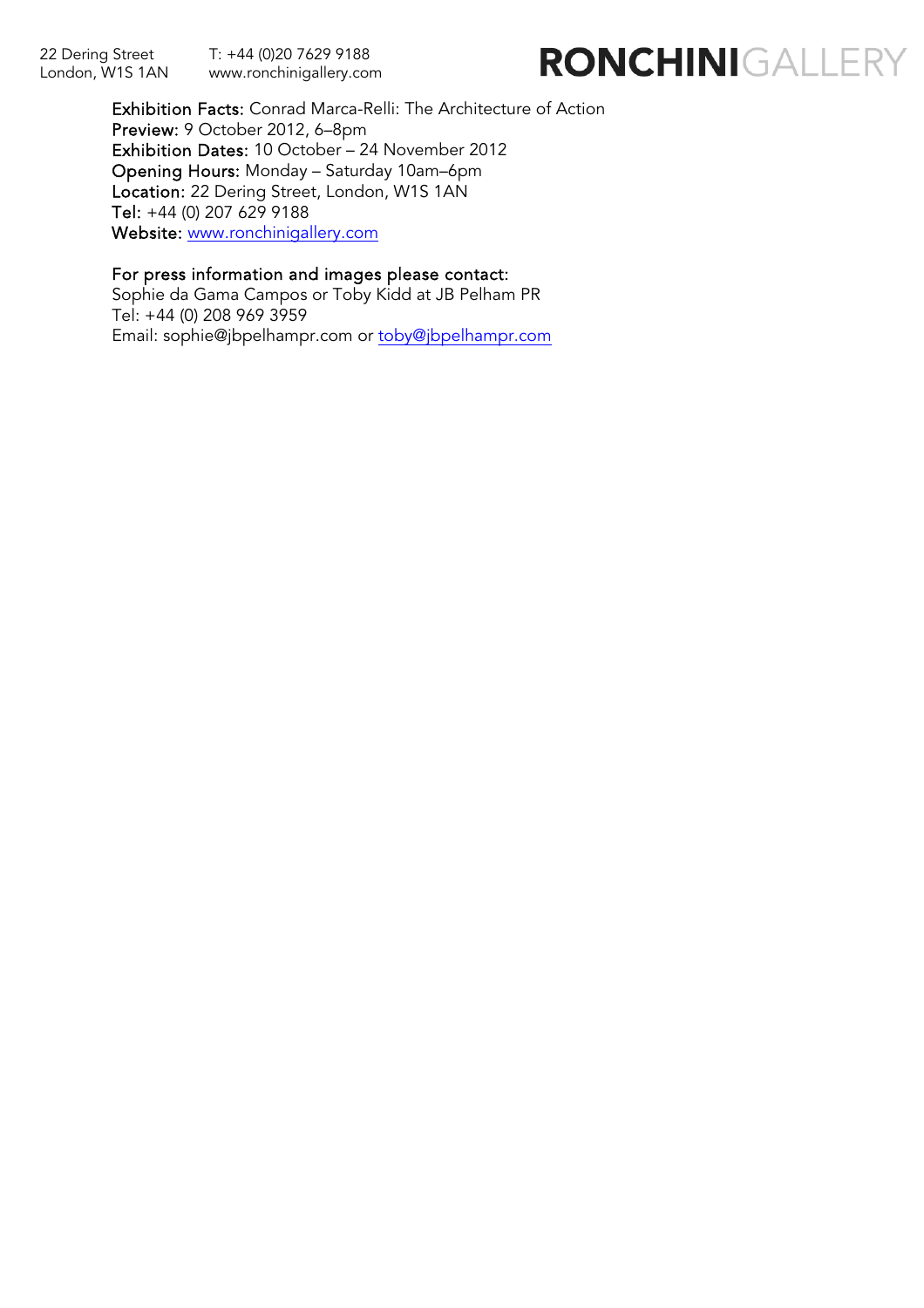Exhibition Facts: Conrad Marca-Relli: The Architecture of Action
Preview: 9 October 2012, 6–8pm
Exhibition Dates: 10 October – 24 November 2012
Opening Hours: Monday – Saturday 10am–6pm
Location: 22 Dering Street, London, W1S 1AN
Tel: +44 (0) 207 629 9188
Website: www.ronchinigallery.com

For press information and images please contact:
Sophie da Gama Campos or Toby Kidd at JB Pelham PR
Tel: +44 (0) 208 969 3959
Email: sophie@jbpelhampr.com or toby@jbpelhampr.com